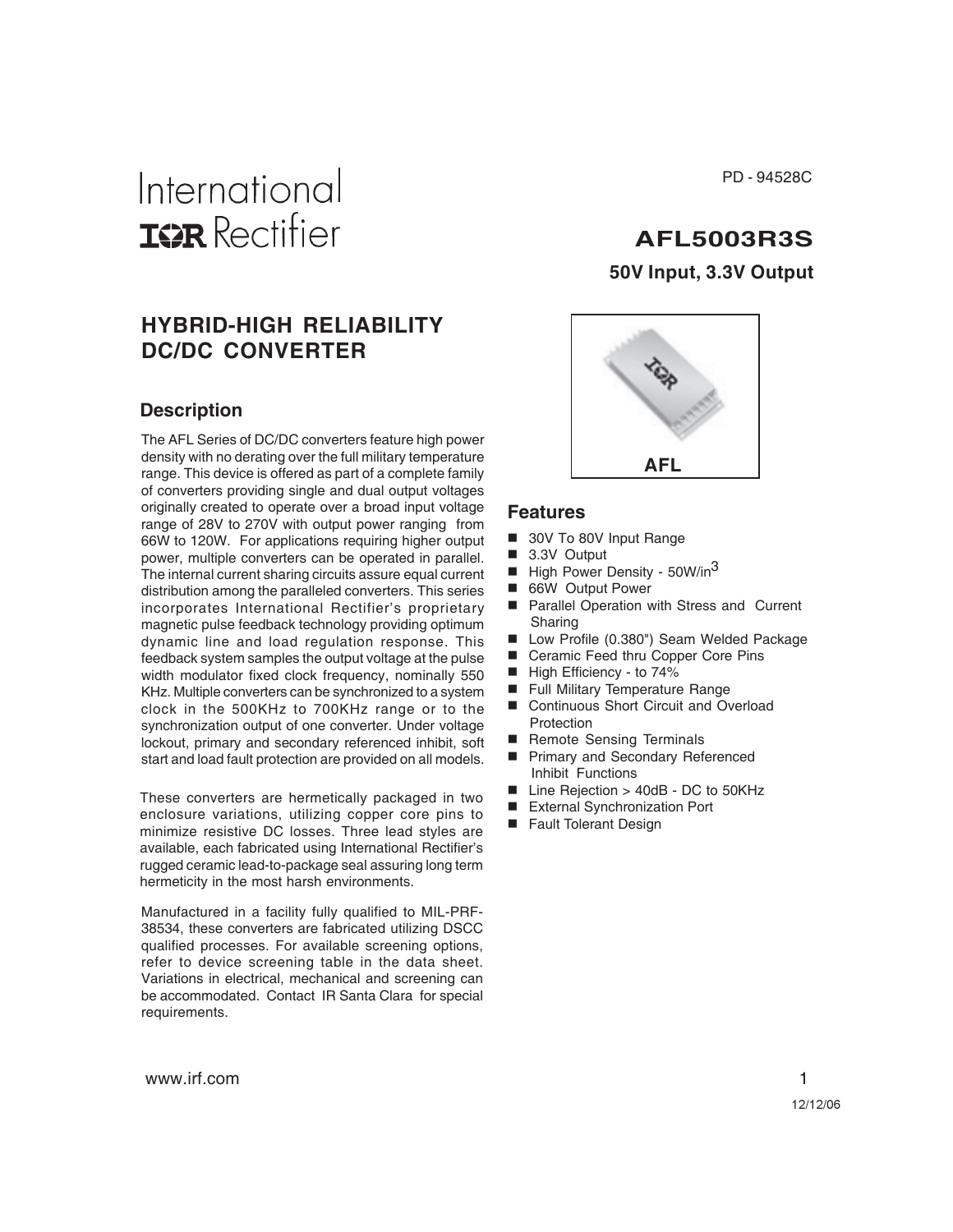PD - 94528C

International IOR Rectifier

# AFL5003R3S

## 50V Input, 3.3V Output

# HYBRID-HIGH RELIABILITY DC/DC CONVERTER

AFL

## Description

The AFL Series of DC/DC converters feature high power density with no derating over the full military temperature range. This device is offered as part of a complete family of converters providing single and dual output voltages originally created to operate over a broad input voltage range of 28V to 270V with output power ranging from 66W to 120W. For applications requiring higher output power, multiple converters can be operated in parallel. The internal current sharing circuits assure equal current distribution among the paralleled converters. This series incorporates International Rectifier's proprietary magnetic pulse feedback technology providing optimum dynamic line and load regulation response. This feedback system samples the output voltage at the pulse width modulator fixed clock frequency, nominally 550 KHz. Multiple converters can be synchronized to a system clock in the 500KHz to 700KHz range or to the synchronization output of one converter. Under voltage lockout, primary and secondary referenced inhibit, soft start and load fault protection are provided on all models.

These converters are hermetically packaged in two enclosure variations, utilizing copper core pins to minimize resistive DC losses. Three lead styles are available, each fabricated using International Rectifier's rugged ceramic lead-to-package seal assuring long term hermeticity in the most harsh environments.

Manufactured in a facility fully qualified to MIL-PRF-38534, these converters are fabricated utilizing DSCC qualified processes. For available screening options, refer to device screening table in the data sheet. Variations in electrical, mechanical and screening can be accommodated. Contact IR Santa Clara for special requirements.

## Features

- 30V To 80V Input Range
- 3.3V Output
- High Power Density - 50W/in$^3$
- 66W Output Power
- Parallel Operation with Stress and Current Sharing
- Low Profile (0.380") Seam Welded Package
- Ceramic Feed thru Copper Core Pins
- High Efficiency - to 74%
- Full Military Temperature Range
- Continuous Short Circuit and Overload Protection
- Remote Sensing Terminals
- Primary and Secondary Referenced Inhibit Functions
- Line Rejection > 40dB - DC to 50KHz
- External Synchronization Port
- Fault Tolerant Design

www.irf.com

12/12/06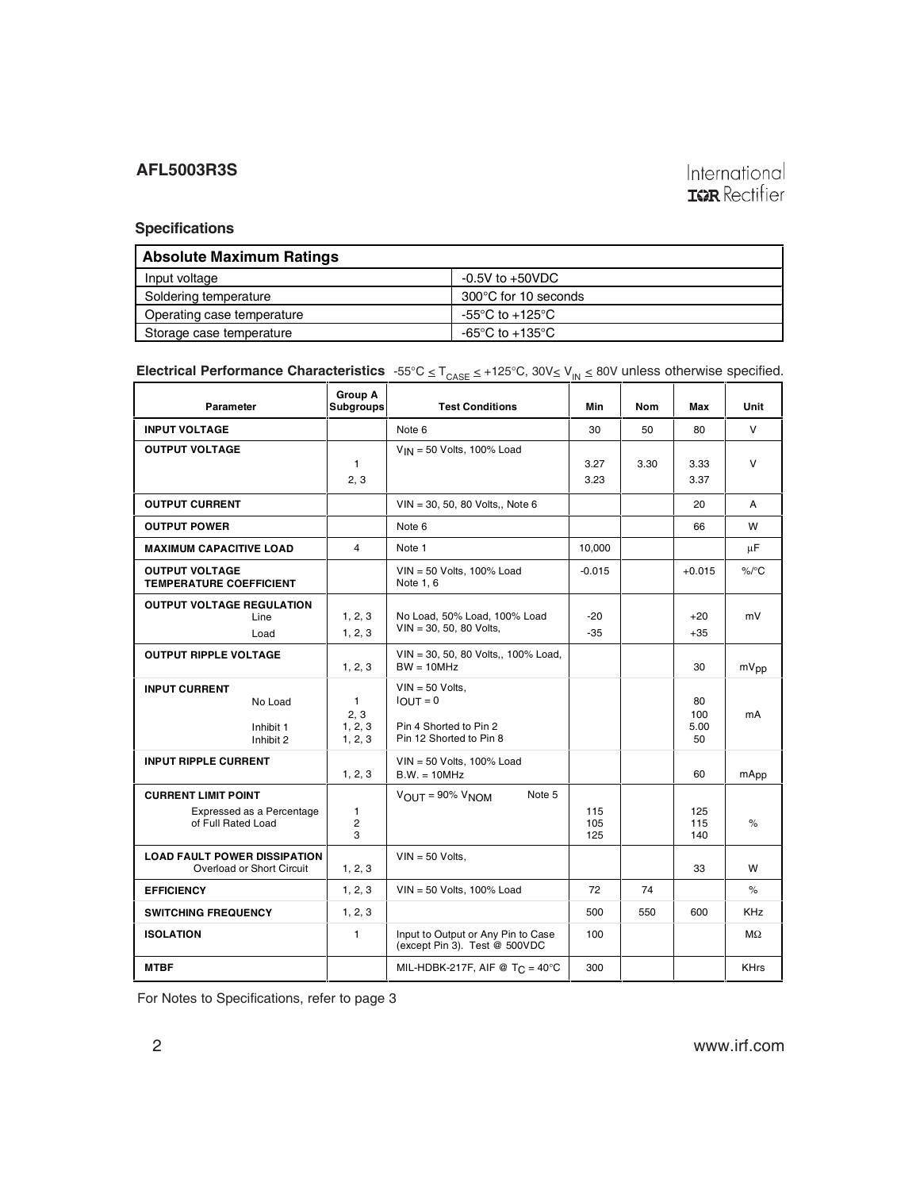## Specifications

| Absolute Maximum Ratings | |
|---|---|
| Input voltage | -0.5V to +50VDC |
| Soldering temperature | 300°C for 10 seconds |
| Operating case temperature | -55°C to +125°C |
| Storage case temperature | -65°C to +135°C |

**Electrical Performance Characteristics** -55°C ≤ $T_{CASE}$ ≤ +125°C, 30V≤ $V_{IN}$ ≤ 80V unless otherwise specified.

| Parameter | Group A Subgroups | Test Conditions | Min | Nom | Max | Unit |
|---|---|---|---|---|---|---|
| **INPUT VOLTAGE** | | Note 6 | 30 | 50 | 80 | V |
| **OUTPUT VOLTAGE** | 1<br>2, 3 | $V_{IN}$ = 50 Volts, 100% Load | 3.27<br>3.23 | 3.30 | 3.33<br>3.37 | V |
| **OUTPUT CURRENT** | | VIN = 30, 50, 80 Volts,, Note 6 | | | 20 | A |
| **OUTPUT POWER** | | Note 6 | | | 66 | W |
| **MAXIMUM CAPACITIVE LOAD** | 4 | Note 1 | 10,000 | | | µF |
| **OUTPUT VOLTAGE TEMPERATURE COEFFICIENT** | | VIN = 50 Volts, 100% Load<br>Note 1, 6 | -0.015 | | +0.015 | %/°C |
| **OUTPUT VOLTAGE REGULATION**<br>Line<br>Load | <br>1, 2, 3<br>1, 2, 3 | No Load, 50% Load, 100% Load<br>VIN = 30, 50, 80 Volts, | <br>-20<br>-35 | | <br>+20<br>+35 | mV |
| **OUTPUT RIPPLE VOLTAGE** | 1, 2, 3 | VIN = 30, 50, 80 Volts,, 100% Load, BW = 10MHz | | | 30 | $mV_{pp}$ |
| **INPUT CURRENT**<br>No Load<br><br>Inhibit 1<br>Inhibit 2 | <br>1<br>2, 3<br>1, 2, 3<br>1, 2, 3 | VIN = 50 Volts,<br>$I_{OUT}$ = 0<br><br>Pin 4 Shorted to Pin 2<br>Pin 12 Shorted to Pin 8 | | | <br>80<br>100<br>5.00<br>50 | mA |
| **INPUT RIPPLE CURRENT** | 1, 2, 3 | VIN = 50 Volts, 100% Load<br>B.W. = 10MHz | | | 60 | mApp |
| **CURRENT LIMIT POINT**<br>Expressed as a Percentage of Full Rated Load | <br>1<br>2<br>3 | $V_{OUT}$ = 90% $V_{NOM}$ Note 5 | <br>115<br>105<br>125 | | <br>125<br>115<br>140 | % |
| **LOAD FAULT POWER DISSIPATION**<br>Overload or Short Circuit | 1, 2, 3 | VIN = 50 Volts, | | | 33 | W |
| **EFFICIENCY** | 1, 2, 3 | VIN = 50 Volts, 100% Load | 72 | 74 | | % |
| **SWITCHING FREQUENCY** | 1, 2, 3 | | 500 | 550 | 600 | KHz |
| **ISOLATION** | 1 | Input to Output or Any Pin to Case (except Pin 3). Test @ 500VDC | 100 | | | MΩ |
| **MTBF** | | MIL-HDBK-217F, AIF @ $T_C$ = 40°C | 300 | | | KHrs |

For Notes to Specifications, refer to page 3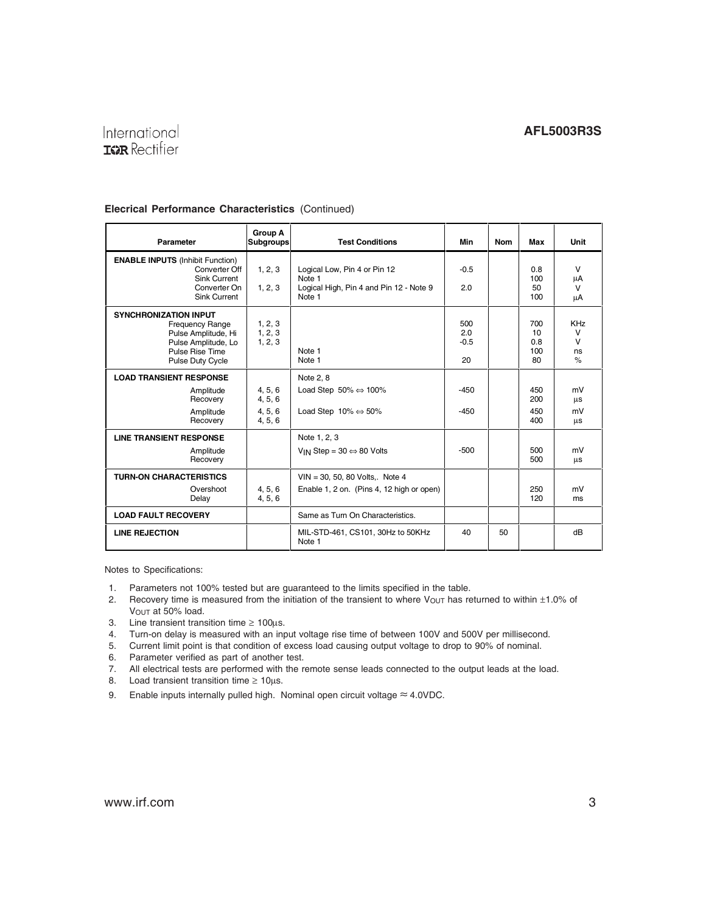**Elecrical Performance Characteristics** (Continued)

| Parameter | Group A Subgroups | Test Conditions | Min | Nom | Max | Unit |
|---|---|---|---|---|---|---|
| **ENABLE INPUTS** (Inhibit Function) | | | | | | |
| Converter Off | 1, 2, 3 | Logical Low, Pin 4 or Pin 12 | -0.5 | | 0.8 | V |
| Sink Current | | Note 1 | | | 100 | µA |
| Converter On | 1, 2, 3 | Logical High, Pin 4 and Pin 12 - Note 9 | 2.0 | | 50 | V |
| Sink Current | | Note 1 | | | 100 | µA |
| **SYNCHRONIZATION INPUT** | | | | | | |
| Frequency Range | 1, 2, 3 | | 500 | | 700 | KHz |
| Pulse Amplitude, Hi | 1, 2, 3 | | 2.0 | | 10 | V |
| Pulse Amplitude, Lo | 1, 2, 3 | | -0.5 | | 0.8 | V |
| Pulse Rise Time | | Note 1 | | | 100 | ns |
| Pulse Duty Cycle | | Note 1 | 20 | | 80 | % |
| **LOAD TRANSIENT RESPONSE** | | Note 2, 8 | | | | |
| Amplitude | 4, 5, 6 | Load Step 50% ⇔ 100% | -450 | | 450 | mV |
| Recovery | 4, 5, 6 | | | | 200 | µs |
| Amplitude | 4, 5, 6 | Load Step 10% ⇔ 50% | -450 | | 450 | mV |
| Recovery | 4, 5, 6 | | | | 400 | µs |
| **LINE TRANSIENT RESPONSE** | | Note 1, 2, 3 | | | | |
| Amplitude | | $V_{IN}$ Step = 30 ⇔ 80 Volts | -500 | | 500 | mV |
| Recovery | | | | | 500 | µs |
| **TURN-ON CHARACTERISTICS** | | VIN = 30, 50, 80 Volts,. Note 4 | | | | |
| Overshoot | 4, 5, 6 | Enable 1, 2 on. (Pins 4, 12 high or open) | | | 250 | mV |
| Delay | 4, 5, 6 | | | | 120 | ms |
| **LOAD FAULT RECOVERY** | | Same as Turn On Characteristics. | | | | |
| **LINE REJECTION** | | MIL-STD-461, CS101, 30Hz to 50KHz Note 1 | 40 | 50 | | dB |

Notes to Specifications:

1. Parameters not 100% tested but are guaranteed to the limits specified in the table.
2. Recovery time is measured from the initiation of the transient to where $V_{OUT}$ has returned to within ±1.0% of $V_{OUT}$ at 50% load.
3. Line transient transition time ≥ 100µs.
4. Turn-on delay is measured with an input voltage rise time of between 100V and 500V per millisecond.
5. Current limit point is that condition of excess load causing output voltage to drop to 90% of nominal.
6. Parameter verified as part of another test.
7. All electrical tests are performed with the remote sense leads connected to the output leads at the load.
8. Load transient transition time ≥ 10µs.
9. Enable inputs internally pulled high. Nominal open circuit voltage ≈ 4.0VDC.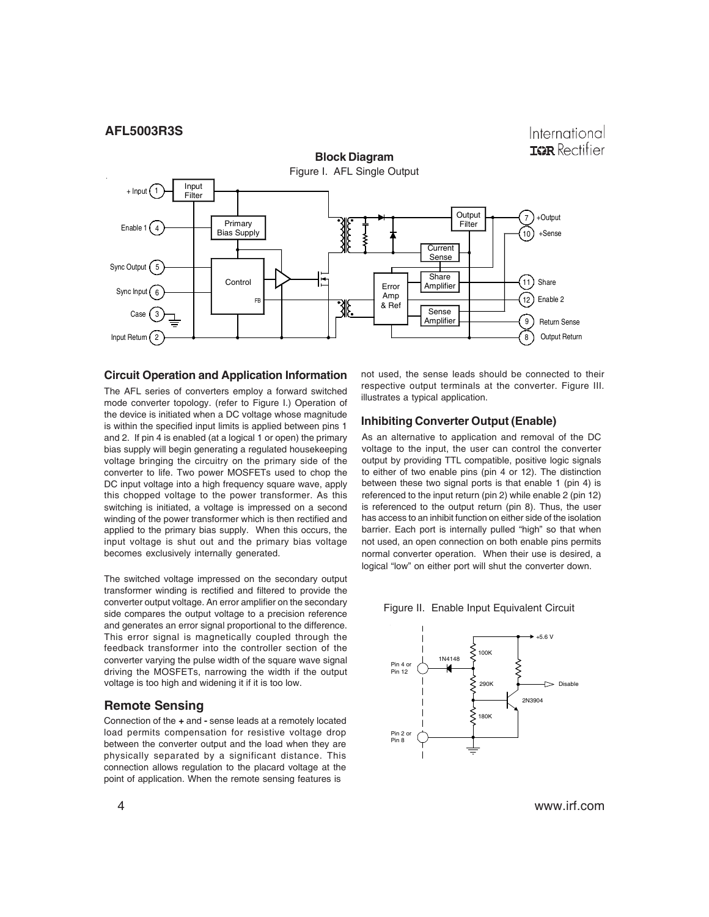### Block Diagram

Figure I. AFL Single Output

## Circuit Operation and Application Information

The AFL series of converters employ a forward switched mode converter topology. (refer to Figure I.) Operation of the device is initiated when a DC voltage whose magnitude is within the specified input limits is applied between pins 1 and 2. If pin 4 is enabled (at a logical 1 or open) the primary bias supply will begin generating a regulated housekeeping voltage bringing the circuitry on the primary side of the converter to life. Two power MOSFETs used to chop the DC input voltage into a high frequency square wave, apply this chopped voltage to the power transformer. As this switching is initiated, a voltage is impressed on a second winding of the power transformer which is then rectified and applied to the primary bias supply. When this occurs, the input voltage is shut out and the primary bias voltage becomes exclusively internally generated.

The switched voltage impressed on the secondary output transformer winding is rectified and filtered to provide the converter output voltage. An error amplifier on the secondary side compares the output voltage to a precision reference and generates an error signal proportional to the difference. This error signal is magnetically coupled through the feedback transformer into the controller section of the converter varying the pulse width of the square wave signal driving the MOSFETs, narrowing the width if the output voltage is too high and widening it if it is too low.

## Remote Sensing

Connection of the **+** and **-** sense leads at a remotely located load permits compensation for resistive voltage drop between the converter output and the load when they are physically separated by a significant distance. This connection allows regulation to the placard voltage at the point of application. When the remote sensing features is not used, the sense leads should be connected to their respective output terminals at the converter. Figure III. illustrates a typical application.

### Inhibiting Converter Output (Enable)

As an alternative to application and removal of the DC voltage to the input, the user can control the converter output by providing TTL compatible, positive logic signals to either of two enable pins (pin 4 or 12). The distinction between these two signal ports is that enable 1 (pin 4) is referenced to the input return (pin 2) while enable 2 (pin 12) is referenced to the output return (pin 8). Thus, the user has access to an inhibit function on either side of the isolation barrier. Each port is internally pulled "high" so that when not used, an open connection on both enable pins permits normal converter operation. When their use is desired, a logical "low" on either port will shut the converter down.

Figure II. Enable Input Equivalent Circuit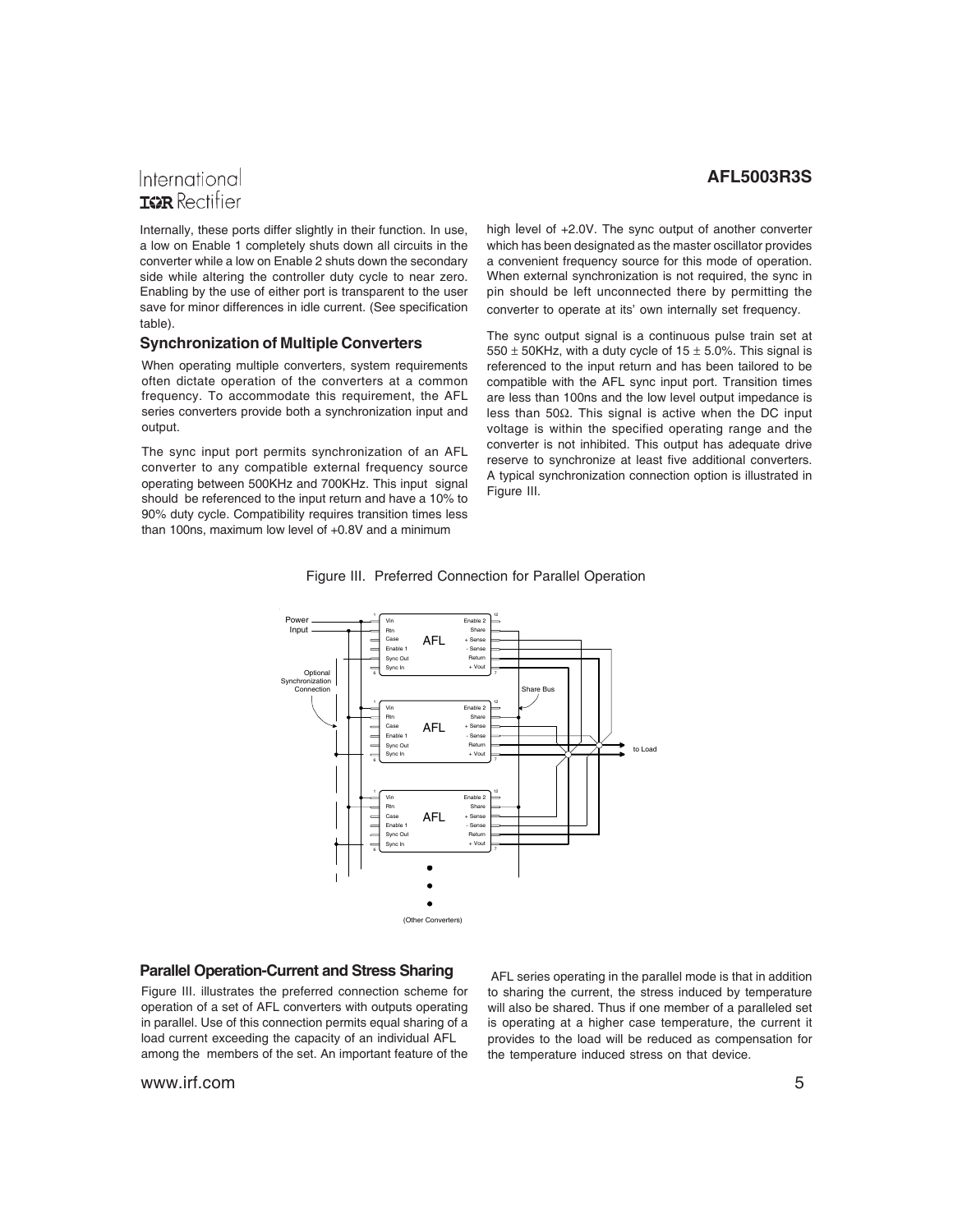Internally, these ports differ slightly in their function. In use, a low on Enable 1 completely shuts down all circuits in the converter while a low on Enable 2 shuts down the secondary side while altering the controller duty cycle to near zero. Enabling by the use of either port is transparent to the user save for minor differences in idle current. (See specification table).

### Synchronization of Multiple Converters

When operating multiple converters, system requirements often dictate operation of the converters at a common frequency. To accommodate this requirement, the AFL series converters provide both a synchronization input and output.

The sync input port permits synchronization of an AFL converter to any compatible external frequency source operating between 500KHz and 700KHz. This input signal should be referenced to the input return and have a 10% to 90% duty cycle. Compatibility requires transition times less than 100ns, maximum low level of +0.8V and a minimum high level of +2.0V. The sync output of another converter which has been designated as the master oscillator provides a convenient frequency source for this mode of operation. When external synchronization is not required, the sync in pin should be left unconnected there by permitting the converter to operate at its' own internally set frequency.

The sync output signal is a continuous pulse train set at 550 ± 50KHz, with a duty cycle of 15 ± 5.0%. This signal is referenced to the input return and has been tailored to be compatible with the AFL sync input port. Transition times are less than 100ns and the low level output impedance is less than 50Ω. This signal is active when the DC input voltage is within the specified operating range and the converter is not inhibited. This output has adequate drive reserve to synchronize at least five additional converters. A typical synchronization connection option is illustrated in Figure III.

Figure III. Preferred Connection for Parallel Operation

### Parallel Operation-Current and Stress Sharing

Figure III. illustrates the preferred connection scheme for operation of a set of AFL converters with outputs operating in parallel. Use of this connection permits equal sharing of a load current exceeding the capacity of an individual AFL among the members of the set. An important feature of the AFL series operating in the parallel mode is that in addition to sharing the current, the stress induced by temperature will also be shared. Thus if one member of a paralleled set is operating at a higher case temperature, the current it provides to the load will be reduced as compensation for the temperature induced stress on that device.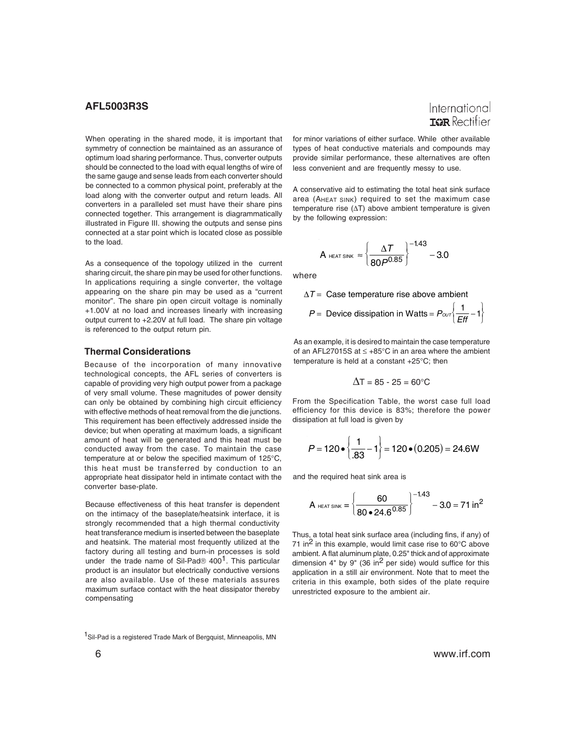When operating in the shared mode, it is important that symmetry of connection be maintained as an assurance of optimum load sharing performance. Thus, converter outputs should be connected to the load with equal lengths of wire of the same gauge and sense leads from each converter should be connected to a common physical point, preferably at the load along with the converter output and return leads. All converters in a paralleled set must have their share pins connected together. This arrangement is diagrammatically illustrated in Figure III. showing the outputs and sense pins connected at a star point which is located close as possible to the load.

As a consequence of the topology utilized in the current sharing circuit, the share pin may be used for other functions. In applications requiring a single converter, the voltage appearing on the share pin may be used as a "current monitor". The share pin open circuit voltage is nominally +1.00V at no load and increases linearly with increasing output current to +2.20V at full load. The share pin voltage is referenced to the output return pin.

### Thermal Considerations

Because of the incorporation of many innovative technological concepts, the AFL series of converters is capable of providing very high output power from a package of very small volume. These magnitudes of power density can only be obtained by combining high circuit efficiency with effective methods of heat removal from the die junctions. This requirement has been effectively addressed inside the device; but when operating at maximum loads, a significant amount of heat will be generated and this heat must be conducted away from the case. To maintain the case temperature at or below the specified maximum of 125°C, this heat must be transferred by conduction to an appropriate heat dissipator held in intimate contact with the converter base-plate.

Because effectiveness of this heat transfer is dependent on the intimacy of the baseplate/heatsink interface, it is strongly recommended that a high thermal conductivity heat transferance medium is inserted between the baseplate and heatsink. The material most frequently utilized at the factory during all testing and burn-in processes is sold under the trade name of Sil-Pad® 400[1]. This particular product is an insulator but electrically conductive versions are also available. Use of these materials assures maximum surface contact with the heat dissipator thereby compensating for minor variations of either surface. While other available types of heat conductive materials and compounds may provide similar performance, these alternatives are often less convenient and are frequently messy to use.

A conservative aid to estimating the total heat sink surface area ($A_{HEAT\ SINK}$) required to set the maximum case temperature rise ($\Delta T$) above ambient temperature is given by the following expression:

$$A_{HEAT\ SINK} \approx \left\{ \frac{\Delta T}{80 P^{0.85}} \right\}^{-1.43} - 3.0$$

where

$$\Delta T = \text{Case temperature rise above ambient}$$

$$P = \text{Device dissipation in Watts} = P_{OUT}\left\{ \frac{1}{Eff} - 1 \right\}$$

As an example, it is desired to maintain the case temperature of an AFL27015S at ≤ +85°C in an area where the ambient temperature is held at a constant +25°C; then

$$\Delta T = 85 - 25 = 60°C$$

From the Specification Table, the worst case full load efficiency for this device is 83%; therefore the power dissipation at full load is given by

$$P = 120 \bullet \left\{ \frac{1}{.83} - 1 \right\} = 120 \bullet (0.205) = 24.6\text{W}$$

and the required heat sink area is

$$A_{HEAT\ SINK} = \left\{ \frac{60}{80 \bullet 24.6^{0.85}} \right\}^{-1.43} - 3.0 = 71\ \text{in}^2$$

Thus, a total heat sink surface area (including fins, if any) of 71 $\text{in}^2$ in this example, would limit case rise to 60°C above ambient. A flat aluminum plate, 0.25" thick and of approximate dimension 4" by 9" (36 $\text{in}^2$ per side) would suffice for this application in a still air environment. Note that to meet the criteria in this example, both sides of the plate require unrestricted exposure to the ambient air.

[1] Sil-Pad is a registered Trade Mark of Bergquist, Minneapolis, MN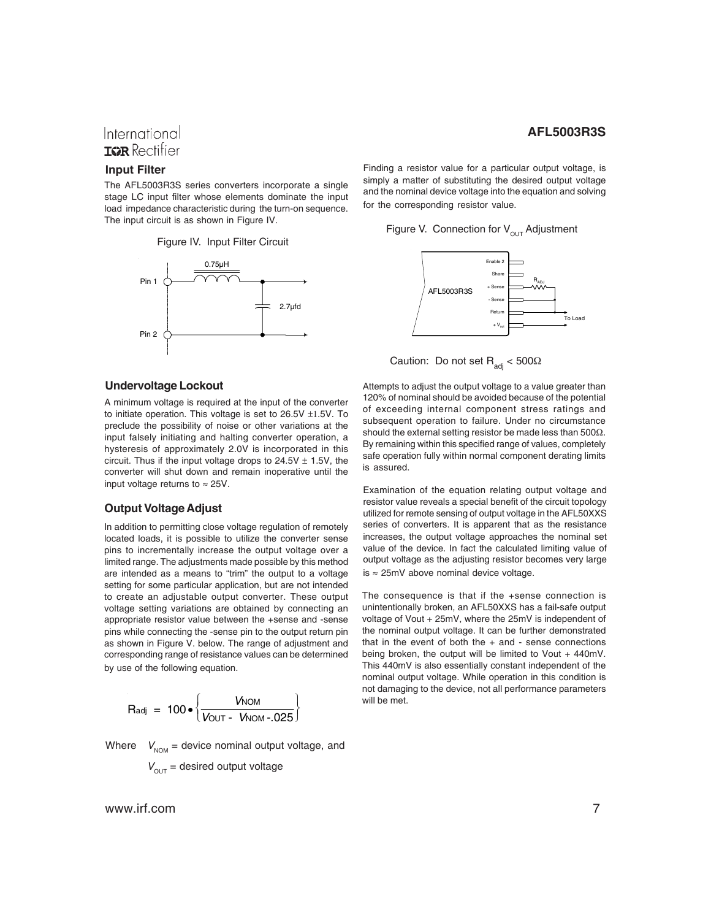## Input Filter

The AFL5003R3S series converters incorporate a single stage LC input filter whose elements dominate the input load impedance characteristic during the turn-on sequence. The input circuit is as shown in Figure IV.

Figure IV. Input Filter Circuit

## Undervoltage Lockout

A minimum voltage is required at the input of the converter to initiate operation. This voltage is set to 26.5V ±1.5V. To preclude the possibility of noise or other variations at the input falsely initiating and halting converter operation, a hysteresis of approximately 2.0V is incorporated in this circuit. Thus if the input voltage drops to 24.5V ± 1.5V, the converter will shut down and remain inoperative until the input voltage returns to ≈ 25V.

## Output Voltage Adjust

In addition to permitting close voltage regulation of remotely located loads, it is possible to utilize the converter sense pins to incrementally increase the output voltage over a limited range. The adjustments made possible by this method are intended as a means to "trim" the output to a voltage setting for some particular application, but are not intended to create an adjustable output converter. These output voltage setting variations are obtained by connecting an appropriate resistor value between the +sense and -sense pins while connecting the -sense pin to the output return pin as shown in Figure V. below. The range of adjustment and corresponding range of resistance values can be determined by use of the following equation.

$$R_{adj} = 100 \bullet \left\{ \frac{V_{NOM}}{V_{OUT} - V_{NOM} - .025} \right\}$$

Where $V_{NOM}$ = device nominal output voltage, and

$V_{OUT}$ = desired output voltage

Finding a resistor value for a particular output voltage, is simply a matter of substituting the desired output voltage and the nominal device voltage into the equation and solving for the corresponding resistor value.

Figure V. Connection for $V_{OUT}$ Adjustment

Caution: Do not set $R_{adj} < 500\Omega$

Attempts to adjust the output voltage to a value greater than 120% of nominal should be avoided because of the potential of exceeding internal component stress ratings and subsequent operation to failure. Under no circumstance should the external setting resistor be made less than 500Ω. By remaining within this specified range of values, completely safe operation fully within normal component derating limits is assured.

Examination of the equation relating output voltage and resistor value reveals a special benefit of the circuit topology utilized for remote sensing of output voltage in the AFL50XXS series of converters. It is apparent that as the resistance increases, the output voltage approaches the nominal set value of the device. In fact the calculated limiting value of output voltage as the adjusting resistor becomes very large is ≈ 25mV above nominal device voltage.

The consequence is that if the +sense connection is unintentionally broken, an AFL50XXS has a fail-safe output voltage of Vout + 25mV, where the 25mV is independent of the nominal output voltage. It can be further demonstrated that in the event of both the + and - sense connections being broken, the output will be limited to Vout + 440mV. This 440mV is also essentially constant independent of the nominal output voltage. While operation in this condition is not damaging to the device, not all performance parameters will be met.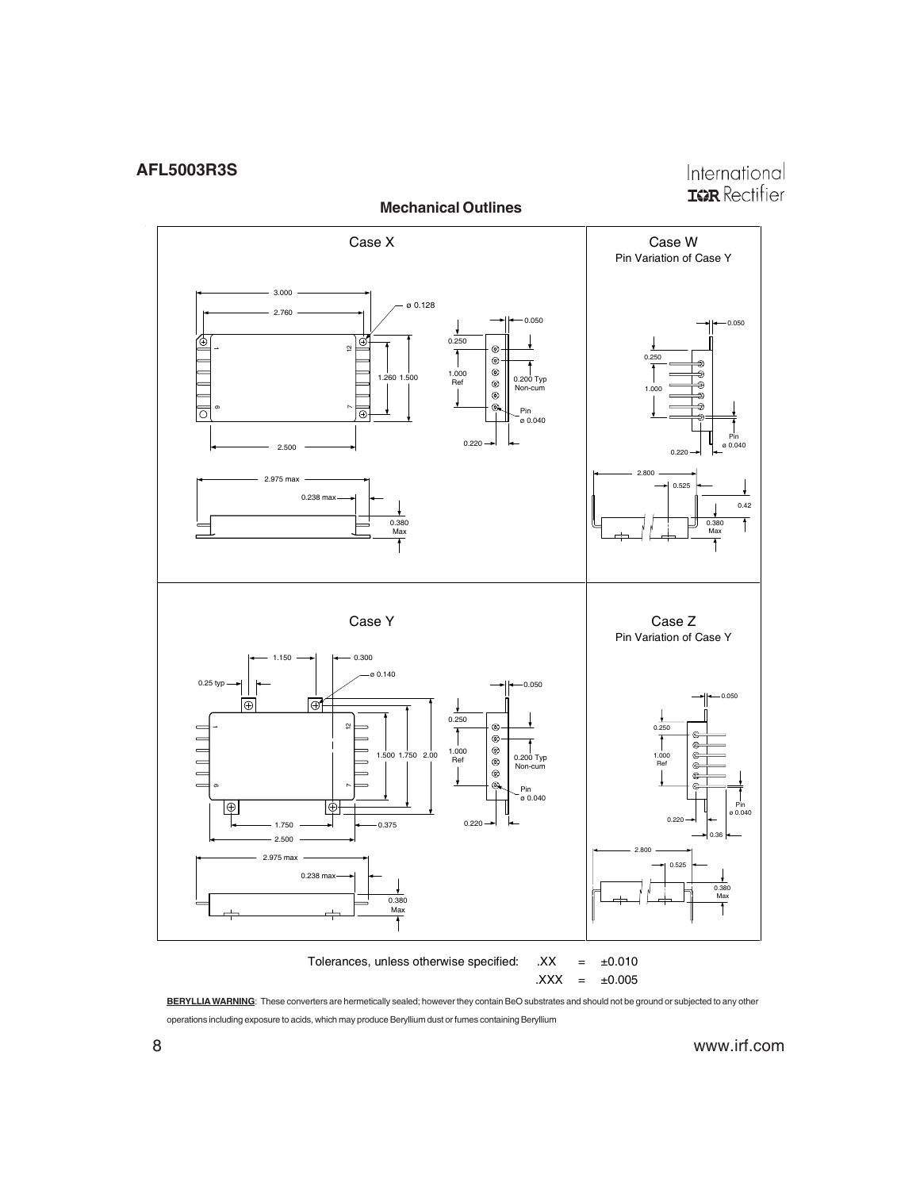## Mechanical Outlines

### Case X

3.000

2.760

ø 0.128

1.260 1.500

2.500

0.050

0.250

1.000 Ref

0.200 Typ Non-cum

Pin ø 0.040

0.220

2.975 max

0.238 max

0.380 Max

### Case W

Pin Variation of Case Y

0.050

0.250

1.000

Pin ø 0.040

0.220

2.800

0.525

0.42

0.380 Max

### Case Y

1.150

0.300

ø 0.140

0.25 typ

1.500 1.750 2.00

1.750

0.375

2.500

0.050

0.250

1.000 Ref

0.200 Typ Non-cum

Pin ø 0.040

0.220

2.975 max

0.238 max

0.380 Max

### Case Z

Pin Variation of Case Y

0.050

0.250

1.000 Ref

Pin ø 0.040

0.220

0.36

2.800

0.525

0.380 Max

Tolerances, unless otherwise specified: .XX = ±0.010

.XXX = ±0.005

**BERYLLIA WARNING**: These converters are hermetically sealed; however they contain BeO substrates and should not be ground or subjected to any other operations including exposure to acids, which may produce Beryllium dust or fumes containing Beryllium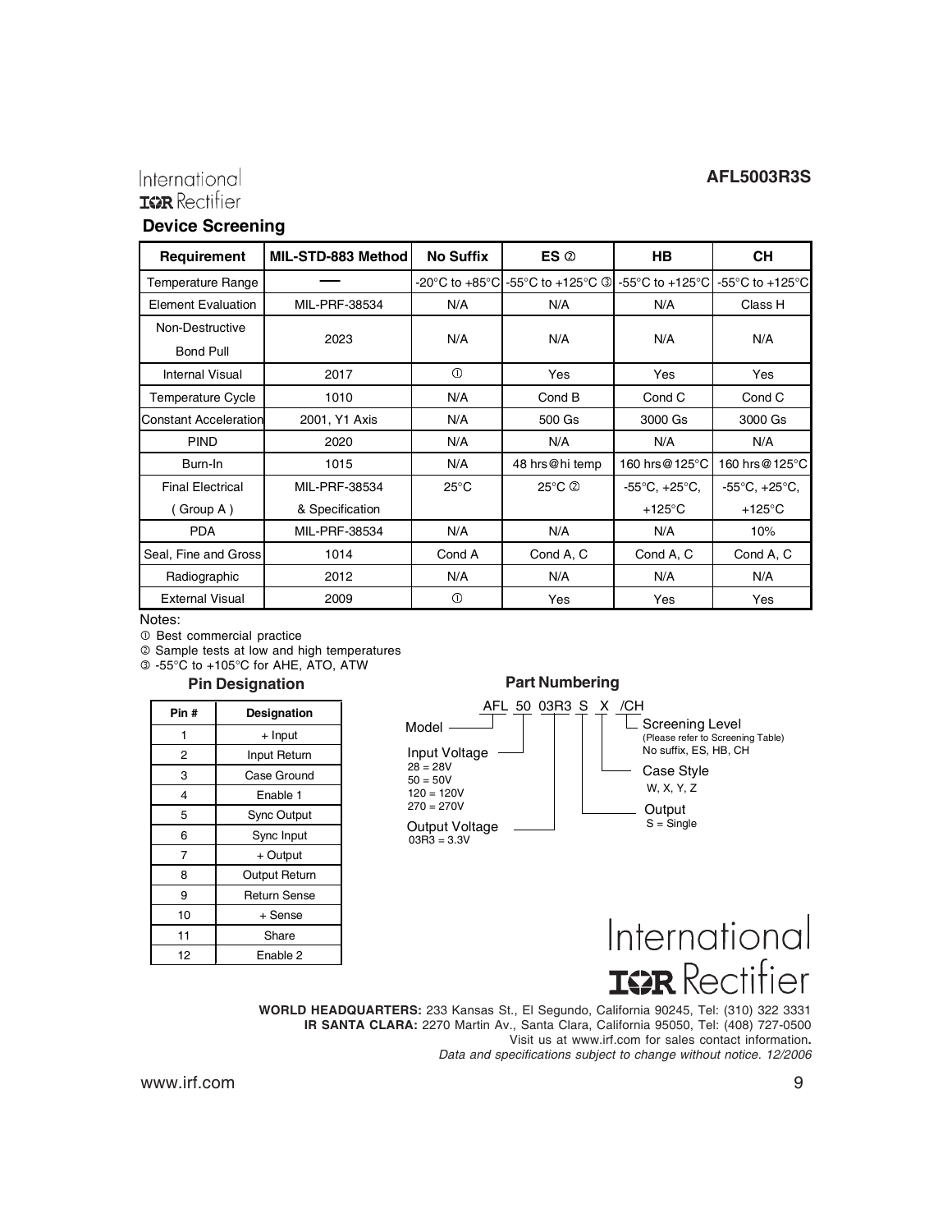## Device Screening

| Requirement | MIL-STD-883 Method | No Suffix | ES ② | HB | CH |
|---|---|---|---|---|---|
| Temperature Range | — | -20°C to +85°C | -55°C to +125°C ③ | -55°C to +125°C | -55°C to +125°C |
| Element Evaluation | MIL-PRF-38534 | N/A | N/A | N/A | Class H |
| Non-Destructive Bond Pull | 2023 | N/A | N/A | N/A | N/A |
| Internal Visual | 2017 | ① | Yes | Yes | Yes |
| Temperature Cycle | 1010 | N/A | Cond B | Cond C | Cond C |
| Constant Acceleration | 2001, Y1 Axis | N/A | 500 Gs | 3000 Gs | 3000 Gs |
| PIND | 2020 | N/A | N/A | N/A | N/A |
| Burn-In | 1015 | N/A | 48 hrs@hi temp | 160 hrs@125°C | 160 hrs@125°C |
| Final Electrical ( Group A ) | MIL-PRF-38534 & Specification | 25°C | 25°C ② | -55°C, +25°C, +125°C | -55°C, +25°C, +125°C |
| PDA | MIL-PRF-38534 | N/A | N/A | N/A | 10% |
| Seal, Fine and Gross | 1014 | Cond A | Cond A, C | Cond A, C | Cond A, C |
| Radiographic | 2012 | N/A | N/A | N/A | N/A |
| External Visual | 2009 | ① | Yes | Yes | Yes |

Notes:

① Best commercial practice
② Sample tests at low and high temperatures
③ -55°C to +105°C for AHE, ATO, ATW

### Pin Designation

| Pin # | Designation |
|---|---|
| 1 | + Input |
| 2 | Input Return |
| 3 | Case Ground |
| 4 | Enable 1 |
| 5 | Sync Output |
| 6 | Sync Input |
| 7 | + Output |
| 8 | Output Return |
| 9 | Return Sense |
| 10 | + Sense |
| 11 | Share |
| 12 | Enable 2 |

### Part Numbering

AFL 50 03R3 S X /CH

- Model — AFL
- Input Voltage — 28 = 28V, 50 = 50V, 120 = 120V, 270 = 270V
- Output Voltage — 03R3 = 3.3V
- Output — S = Single
- Case Style — W, X, Y, Z
- Screening Level (Please refer to Screening Table) — No suffix, ES, HB, CH

International IOR Rectifier

**WORLD HEADQUARTERS:** 233 Kansas St., El Segundo, California 90245, Tel: (310) 322 3331
**IR SANTA CLARA:** 2270 Martin Av., Santa Clara, California 95050, Tel: (408) 727-0500
Visit us at www.irf.com for sales contact information**.**
*Data and specifications subject to change without notice. 12/2006*